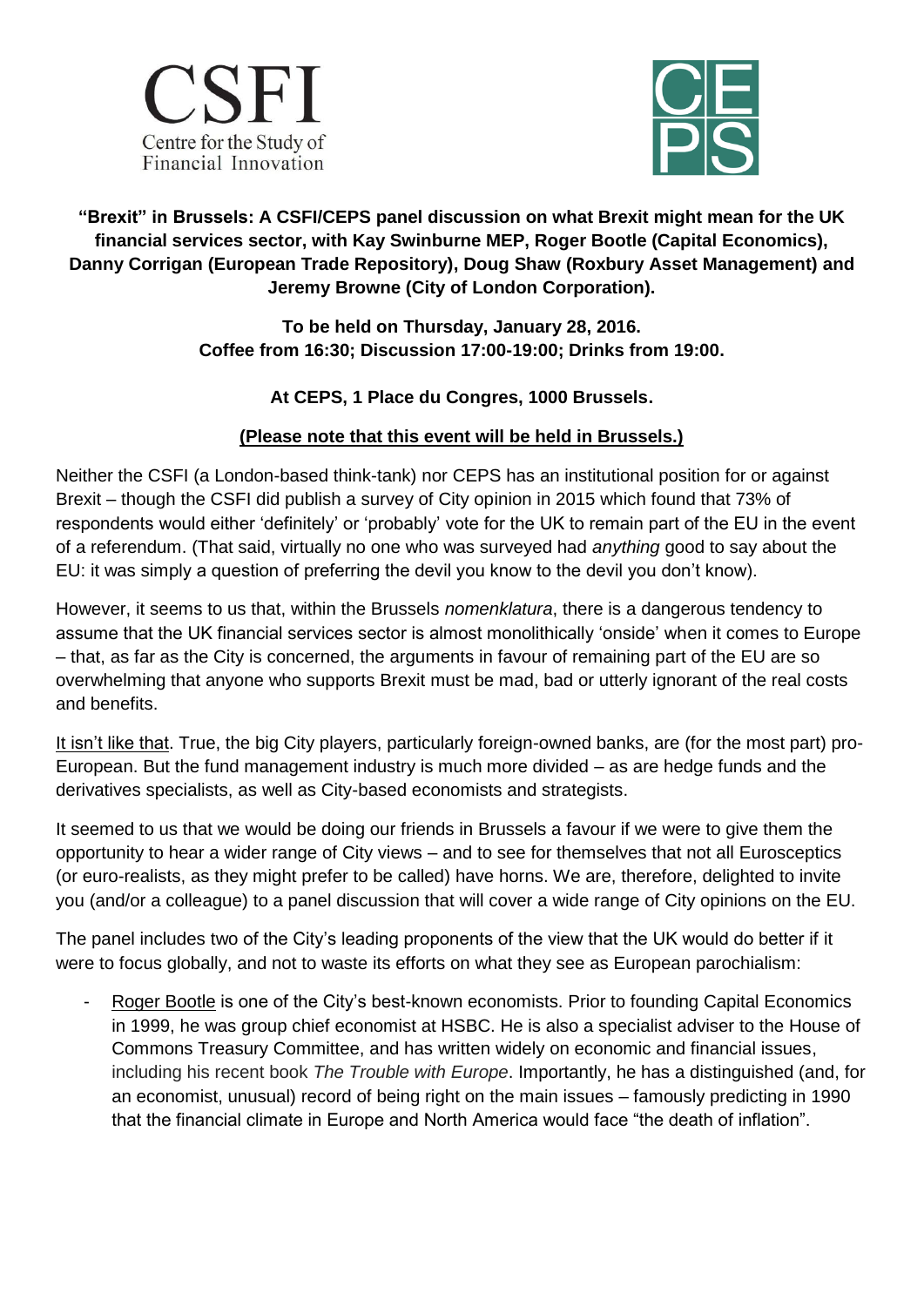CSFI
Centre for the Study of Financial Innovation

CEPS

**"Brexit" in Brussels: A CSFI/CEPS panel discussion on what Brexit might mean for the UK financial services sector, with Kay Swinburne MEP, Roger Bootle (Capital Economics), Danny Corrigan (European Trade Repository), Doug Shaw (Roxbury Asset Management) and Jeremy Browne (City of London Corporation).**

**To be held on Thursday, January 28, 2016.**
**Coffee from 16:30; Discussion 17:00-19:00; Drinks from 19:00.**

**At CEPS, 1 Place du Congres, 1000 Brussels.**

**(Please note that this event will be held in Brussels.)**

Neither the CSFI (a London-based think-tank) nor CEPS has an institutional position for or against Brexit – though the CSFI did publish a survey of City opinion in 2015 which found that 73% of respondents would either 'definitely' or 'probably' vote for the UK to remain part of the EU in the event of a referendum. (That said, virtually no one who was surveyed had *anything* good to say about the EU: it was simply a question of preferring the devil you know to the devil you don't know).

However, it seems to us that, within the Brussels *nomenklatura*, there is a dangerous tendency to assume that the UK financial services sector is almost monolithically 'onside' when it comes to Europe – that, as far as the City is concerned, the arguments in favour of remaining part of the EU are so overwhelming that anyone who supports Brexit must be mad, bad or utterly ignorant of the real costs and benefits.

It isn't like that. True, the big City players, particularly foreign-owned banks, are (for the most part) pro-European. But the fund management industry is much more divided – as are hedge funds and the derivatives specialists, as well as City-based economists and strategists.

It seemed to us that we would be doing our friends in Brussels a favour if we were to give them the opportunity to hear a wider range of City views – and to see for themselves that not all Eurosceptics (or euro-realists, as they might prefer to be called) have horns. We are, therefore, delighted to invite you (and/or a colleague) to a panel discussion that will cover a wide range of City opinions on the EU.

The panel includes two of the City's leading proponents of the view that the UK would do better if it were to focus globally, and not to waste its efforts on what they see as European parochialism:

- Roger Bootle is one of the City's best-known economists. Prior to founding Capital Economics in 1999, he was group chief economist at HSBC. He is also a specialist adviser to the House of Commons Treasury Committee, and has written widely on economic and financial issues, including his recent book *The Trouble with Europe*. Importantly, he has a distinguished (and, for an economist, unusual) record of being right on the main issues – famously predicting in 1990 that the financial climate in Europe and North America would face "the death of inflation".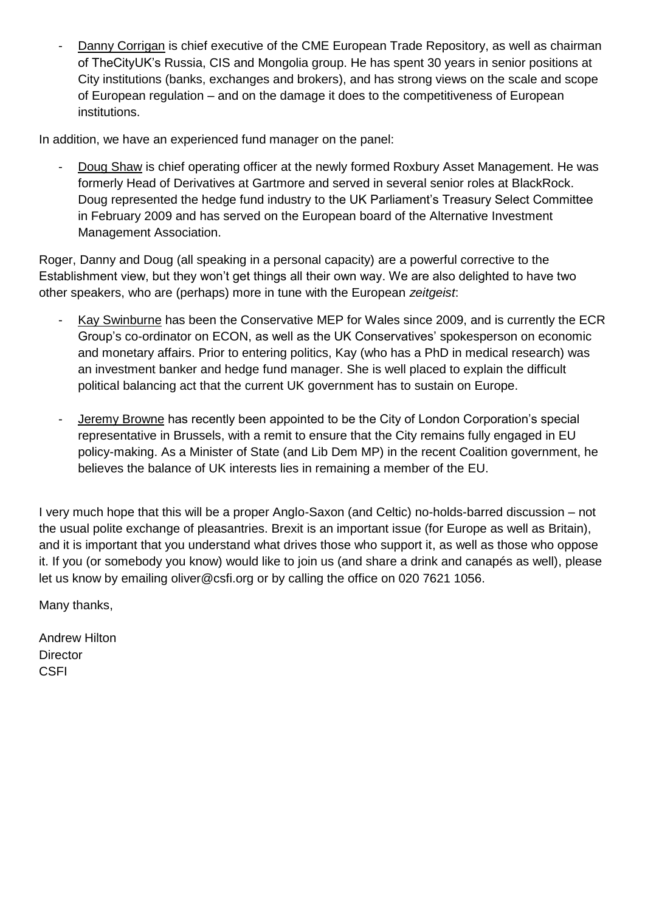- Danny Corrigan is chief executive of the CME European Trade Repository, as well as chairman of TheCityUK's Russia, CIS and Mongolia group. He has spent 30 years in senior positions at City institutions (banks, exchanges and brokers), and has strong views on the scale and scope of European regulation – and on the damage it does to the competitiveness of European institutions.

In addition, we have an experienced fund manager on the panel:

- Doug Shaw is chief operating officer at the newly formed Roxbury Asset Management. He was formerly Head of Derivatives at Gartmore and served in several senior roles at BlackRock. Doug represented the hedge fund industry to the UK Parliament's Treasury Select Committee in February 2009 and has served on the European board of the Alternative Investment Management Association.

Roger, Danny and Doug (all speaking in a personal capacity) are a powerful corrective to the Establishment view, but they won't get things all their own way. We are also delighted to have two other speakers, who are (perhaps) more in tune with the European *zeitgeist*:

- Kay Swinburne has been the Conservative MEP for Wales since 2009, and is currently the ECR Group's co-ordinator on ECON, as well as the UK Conservatives' spokesperson on economic and monetary affairs. Prior to entering politics, Kay (who has a PhD in medical research) was an investment banker and hedge fund manager. She is well placed to explain the difficult political balancing act that the current UK government has to sustain on Europe.

- Jeremy Browne has recently been appointed to be the City of London Corporation's special representative in Brussels, with a remit to ensure that the City remains fully engaged in EU policy-making. As a Minister of State (and Lib Dem MP) in the recent Coalition government, he believes the balance of UK interests lies in remaining a member of the EU.

I very much hope that this will be a proper Anglo-Saxon (and Celtic) no-holds-barred discussion – not the usual polite exchange of pleasantries. Brexit is an important issue (for Europe as well as Britain), and it is important that you understand what drives those who support it, as well as those who oppose it. If you (or somebody you know) would like to join us (and share a drink and canapés as well), please let us know by emailing oliver@csfi.org or by calling the office on 020 7621 1056.

Many thanks,

Andrew Hilton
Director
CSFI